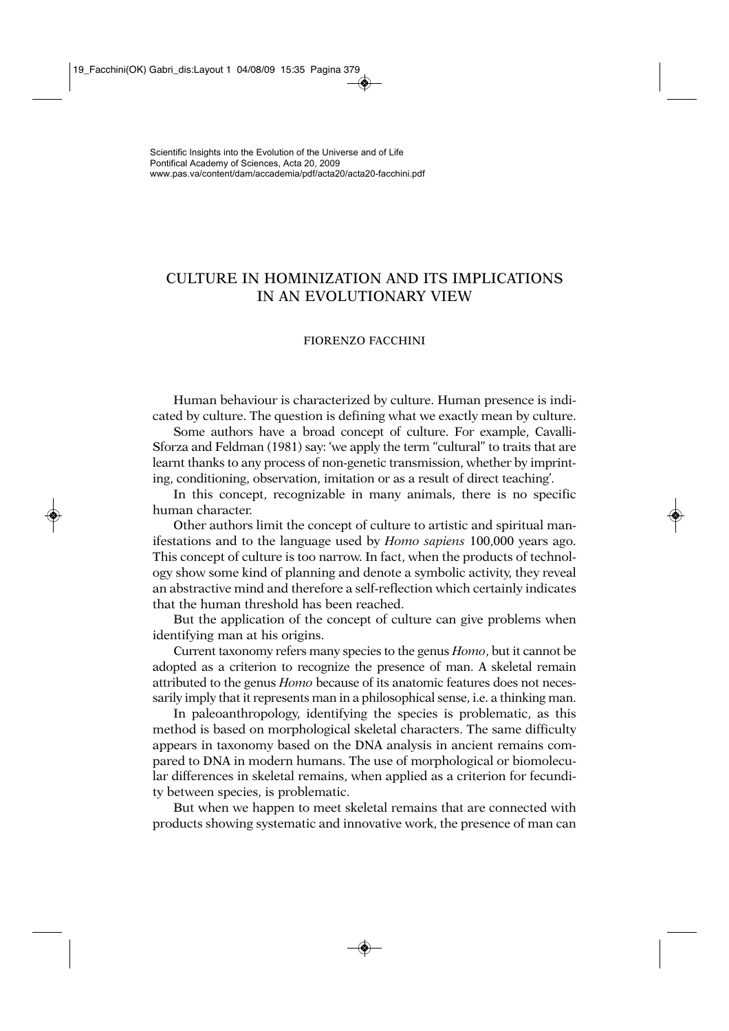Scientific Insights into the Evolution of the Universe and of Life
Pontifical Academy of Sciences, Acta 20, 2009
www.pas.va/content/dam/accademia/pdf/acta20/acta20-facchini.pdf

# CULTURE IN HOMINIZATION AND ITS IMPLICATIONS IN AN EVOLUTIONARY VIEW

FIORENZO FACCHINI

Human behaviour is characterized by culture. Human presence is indicated by culture. The question is defining what we exactly mean by culture.

Some authors have a broad concept of culture. For example, Cavalli-Sforza and Feldman (1981) say: 'we apply the term "cultural" to traits that are learnt thanks to any process of non-genetic transmission, whether by imprinting, conditioning, observation, imitation or as a result of direct teaching'.

In this concept, recognizable in many animals, there is no specific human character.

Other authors limit the concept of culture to artistic and spiritual manifestations and to the language used by *Homo sapiens* 100,000 years ago. This concept of culture is too narrow. In fact, when the products of technology show some kind of planning and denote a symbolic activity, they reveal an abstractive mind and therefore a self-reflection which certainly indicates that the human threshold has been reached.

But the application of the concept of culture can give problems when identifying man at his origins.

Current taxonomy refers many species to the genus *Homo*, but it cannot be adopted as a criterion to recognize the presence of man. A skeletal remain attributed to the genus *Homo* because of its anatomic features does not necessarily imply that it represents man in a philosophical sense, i.e. a thinking man.

In paleoanthropology, identifying the species is problematic, as this method is based on morphological skeletal characters. The same difficulty appears in taxonomy based on the DNA analysis in ancient remains compared to DNA in modern humans. The use of morphological or biomolecular differences in skeletal remains, when applied as a criterion for fecundity between species, is problematic.

But when we happen to meet skeletal remains that are connected with products showing systematic and innovative work, the presence of man can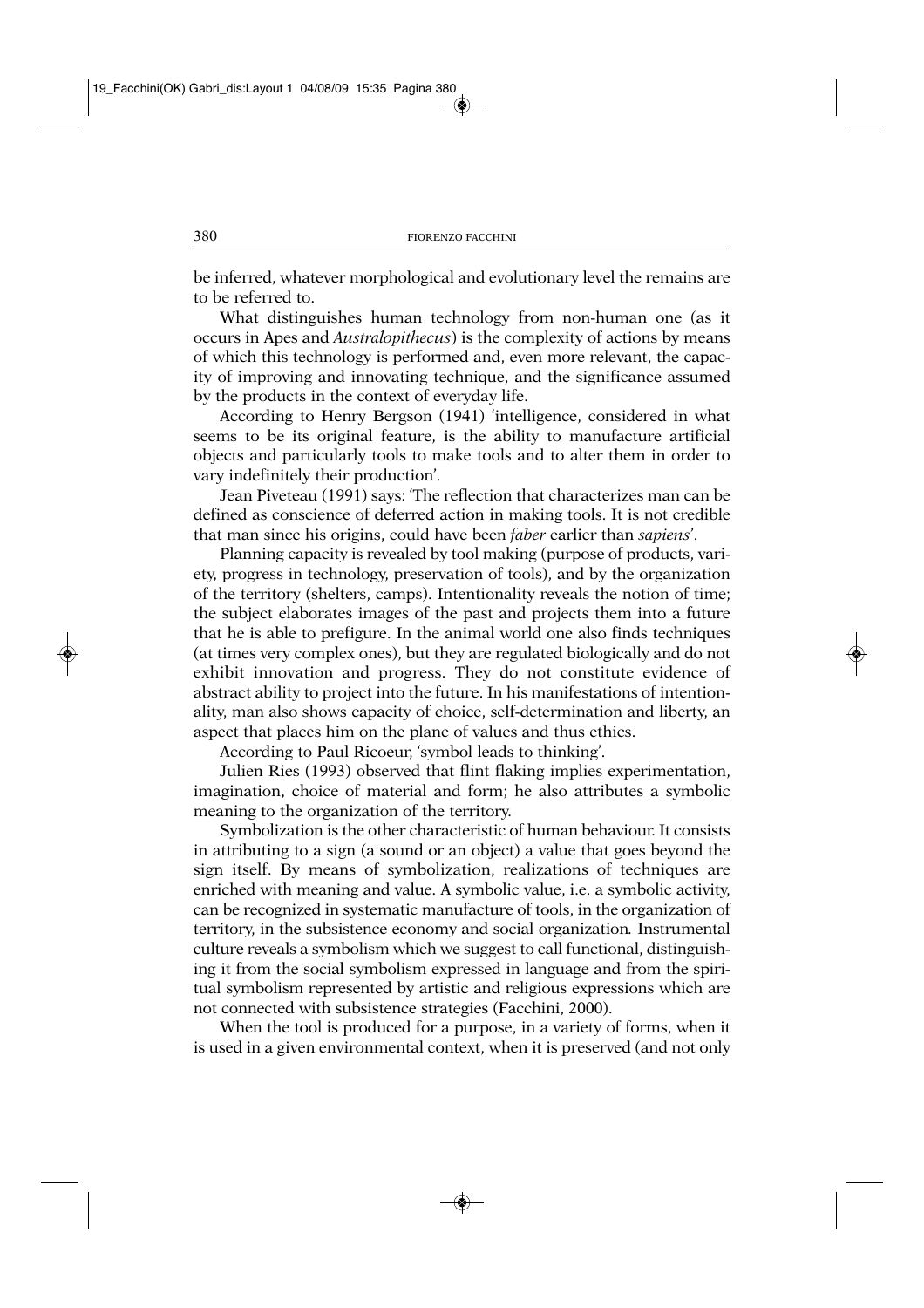be inferred, whatever morphological and evolutionary level the remains are to be referred to.

What distinguishes human technology from non-human one (as it occurs in Apes and *Australopithecus*) is the complexity of actions by means of which this technology is performed and, even more relevant, the capacity of improving and innovating technique, and the significance assumed by the products in the context of everyday life.

According to Henry Bergson (1941) 'intelligence, considered in what seems to be its original feature, is the ability to manufacture artificial objects and particularly tools to make tools and to alter them in order to vary indefinitely their production'.

Jean Piveteau (1991) says: 'The reflection that characterizes man can be defined as conscience of deferred action in making tools. It is not credible that man since his origins, could have been *faber* earlier than *sapiens*'.

Planning capacity is revealed by tool making (purpose of products, variety, progress in technology, preservation of tools), and by the organization of the territory (shelters, camps). Intentionality reveals the notion of time; the subject elaborates images of the past and projects them into a future that he is able to prefigure. In the animal world one also finds techniques (at times very complex ones), but they are regulated biologically and do not exhibit innovation and progress. They do not constitute evidence of abstract ability to project into the future. In his manifestations of intentionality, man also shows capacity of choice, self-determination and liberty, an aspect that places him on the plane of values and thus ethics.

According to Paul Ricoeur, 'symbol leads to thinking'.

Julien Ries (1993) observed that flint flaking implies experimentation, imagination, choice of material and form; he also attributes a symbolic meaning to the organization of the territory.

Symbolization is the other characteristic of human behaviour. It consists in attributing to a sign (a sound or an object) a value that goes beyond the sign itself. By means of symbolization, realizations of techniques are enriched with meaning and value. A symbolic value, i.e. a symbolic activity, can be recognized in systematic manufacture of tools, in the organization of territory, in the subsistence economy and social organization*.* Instrumental culture reveals a symbolism which we suggest to call functional, distinguishing it from the social symbolism expressed in language and from the spiritual symbolism represented by artistic and religious expressions which are not connected with subsistence strategies (Facchini, 2000).

When the tool is produced for a purpose, in a variety of forms, when it is used in a given environmental context, when it is preserved (and not only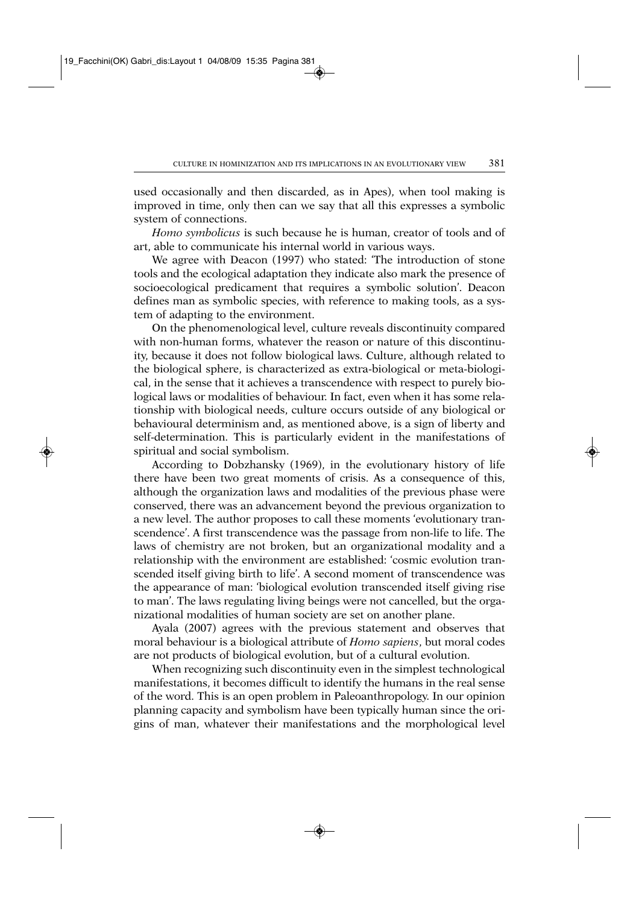used occasionally and then discarded, as in Apes), when tool making is improved in time, only then can we say that all this expresses a symbolic system of connections.

*Homo symbolicus* is such because he is human, creator of tools and of art, able to communicate his internal world in various ways.

We agree with Deacon (1997) who stated: 'The introduction of stone tools and the ecological adaptation they indicate also mark the presence of socioecological predicament that requires a symbolic solution'. Deacon defines man as symbolic species, with reference to making tools, as a system of adapting to the environment.

On the phenomenological level, culture reveals discontinuity compared with non-human forms, whatever the reason or nature of this discontinuity, because it does not follow biological laws. Culture, although related to the biological sphere, is characterized as extra-biological or meta-biological, in the sense that it achieves a transcendence with respect to purely biological laws or modalities of behaviour. In fact, even when it has some relationship with biological needs, culture occurs outside of any biological or behavioural determinism and, as mentioned above, is a sign of liberty and self-determination. This is particularly evident in the manifestations of spiritual and social symbolism.

According to Dobzhansky (1969), in the evolutionary history of life there have been two great moments of crisis. As a consequence of this, although the organization laws and modalities of the previous phase were conserved, there was an advancement beyond the previous organization to a new level. The author proposes to call these moments 'evolutionary transcendence'. A first transcendence was the passage from non-life to life. The laws of chemistry are not broken, but an organizational modality and a relationship with the environment are established: 'cosmic evolution transcended itself giving birth to life'. A second moment of transcendence was the appearance of man: 'biological evolution transcended itself giving rise to man'. The laws regulating living beings were not cancelled, but the organizational modalities of human society are set on another plane.

Ayala (2007) agrees with the previous statement and observes that moral behaviour is a biological attribute of *Homo sapiens*, but moral codes are not products of biological evolution, but of a cultural evolution.

When recognizing such discontinuity even in the simplest technological manifestations, it becomes difficult to identify the humans in the real sense of the word. This is an open problem in Paleoanthropology. In our opinion planning capacity and symbolism have been typically human since the origins of man, whatever their manifestations and the morphological level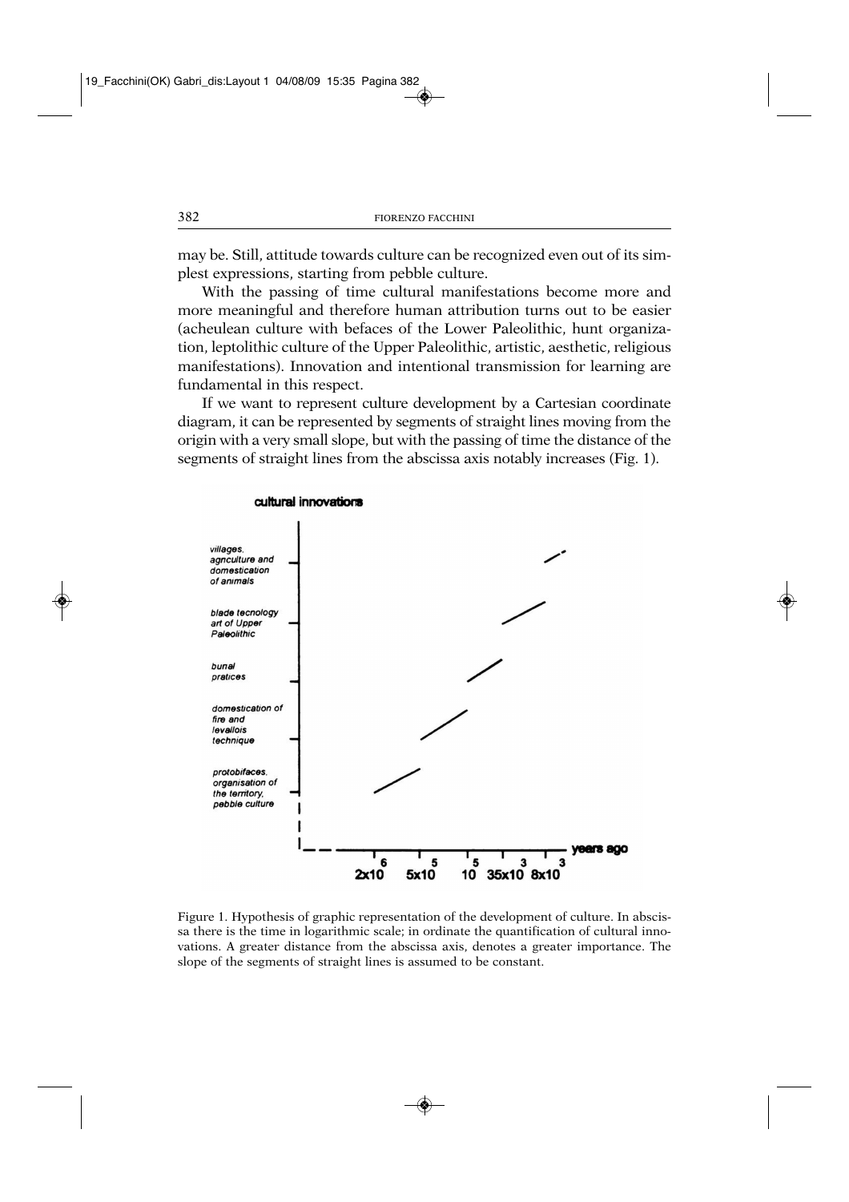may be. Still, attitude towards culture can be recognized even out of its simplest expressions, starting from pebble culture.

With the passing of time cultural manifestations become more and more meaningful and therefore human attribution turns out to be easier (acheulean culture with befaces of the Lower Paleolithic, hunt organization, leptolithic culture of the Upper Paleolithic, artistic, aesthetic, religious manifestations). Innovation and intentional transmission for learning are fundamental in this respect.

If we want to represent culture development by a Cartesian coordinate diagram, it can be represented by segments of straight lines moving from the origin with a very small slope, but with the passing of time the distance of the segments of straight lines from the abscissa axis notably increases (Fig. 1).

Figure 1. Hypothesis of graphic representation of the development of culture. In abscissa there is the time in logarithmic scale; in ordinate the quantification of cultural innovations. A greater distance from the abscissa axis, denotes a greater importance. The slope of the segments of straight lines is assumed to be constant.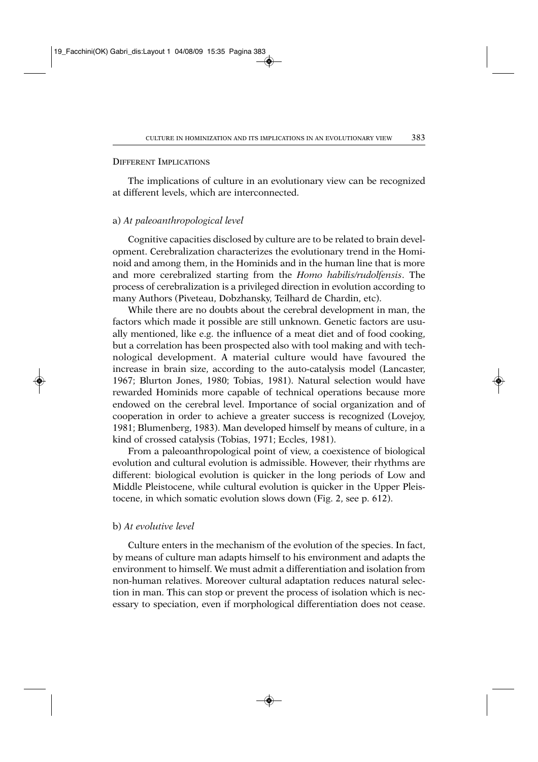## Different Implications

The implications of culture in an evolutionary view can be recognized at different levels, which are interconnected.

### a) *At paleoanthropological level*

Cognitive capacities disclosed by culture are to be related to brain development. Cerebralization characterizes the evolutionary trend in the Hominoid and among them, in the Hominids and in the human line that is more and more cerebralized starting from the *Homo habilis/rudolfensis*. The process of cerebralization is a privileged direction in evolution according to many Authors (Piveteau, Dobzhansky, Teilhard de Chardin, etc).

While there are no doubts about the cerebral development in man, the factors which made it possible are still unknown. Genetic factors are usually mentioned, like e.g. the influence of a meat diet and of food cooking, but a correlation has been prospected also with tool making and with technological development. A material culture would have favoured the increase in brain size, according to the auto-catalysis model (Lancaster, 1967; Blurton Jones, 1980; Tobias, 1981). Natural selection would have rewarded Hominids more capable of technical operations because more endowed on the cerebral level. Importance of social organization and of cooperation in order to achieve a greater success is recognized (Lovejoy, 1981; Blumenberg, 1983). Man developed himself by means of culture, in a kind of crossed catalysis (Tobias, 1971; Eccles, 1981).

From a paleoanthropological point of view, a coexistence of biological evolution and cultural evolution is admissible. However, their rhythms are different: biological evolution is quicker in the long periods of Low and Middle Pleistocene, while cultural evolution is quicker in the Upper Pleistocene, in which somatic evolution slows down (Fig. 2, see p. 612).

### b) *At evolutive level*

Culture enters in the mechanism of the evolution of the species. In fact, by means of culture man adapts himself to his environment and adapts the environment to himself. We must admit a differentiation and isolation from non-human relatives. Moreover cultural adaptation reduces natural selection in man. This can stop or prevent the process of isolation which is necessary to speciation, even if morphological differentiation does not cease.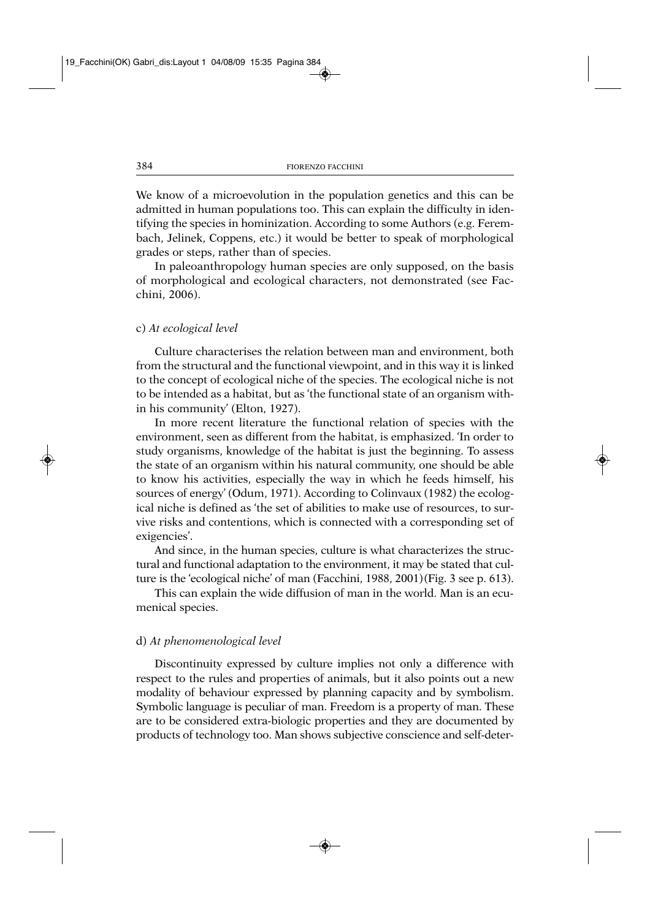We know of a microevolution in the population genetics and this can be admitted in human populations too. This can explain the difficulty in identifying the species in hominization. According to some Authors (e.g. Ferembach, Jelinek, Coppens, etc.) it would be better to speak of morphological grades or steps, rather than of species.

In paleoanthropology human species are only supposed, on the basis of morphological and ecological characters, not demonstrated (see Facchini, 2006).

c) *At ecological level*

Culture characterises the relation between man and environment, both from the structural and the functional viewpoint, and in this way it is linked to the concept of ecological niche of the species. The ecological niche is not to be intended as a habitat, but as 'the functional state of an organism within his community' (Elton, 1927).

In more recent literature the functional relation of species with the environment, seen as different from the habitat, is emphasized. 'In order to study organisms, knowledge of the habitat is just the beginning. To assess the state of an organism within his natural community, one should be able to know his activities, especially the way in which he feeds himself, his sources of energy' (Odum, 1971). According to Colinvaux (1982) the ecological niche is defined as 'the set of abilities to make use of resources, to survive risks and contentions, which is connected with a corresponding set of exigencies'.

And since, in the human species, culture is what characterizes the structural and functional adaptation to the environment, it may be stated that culture is the 'ecological niche' of man (Facchini, 1988, 2001)(Fig. 3 see p. 613).

This can explain the wide diffusion of man in the world. Man is an ecumenical species.

d) *At phenomenological level*

Discontinuity expressed by culture implies not only a difference with respect to the rules and properties of animals, but it also points out a new modality of behaviour expressed by planning capacity and by symbolism. Symbolic language is peculiar of man. Freedom is a property of man. These are to be considered extra-biologic properties and they are documented by products of technology too. Man shows subjective conscience and self-deter-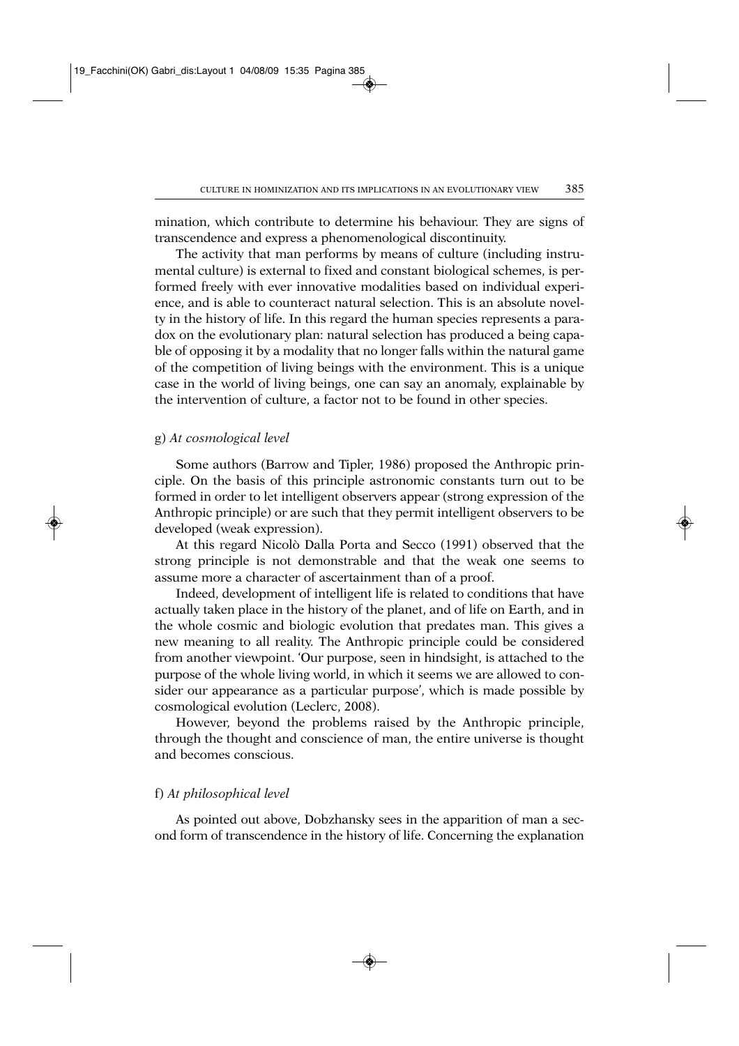mination, which contribute to determine his behaviour. They are signs of transcendence and express a phenomenological discontinuity.

The activity that man performs by means of culture (including instrumental culture) is external to fixed and constant biological schemes, is performed freely with ever innovative modalities based on individual experience, and is able to counteract natural selection. This is an absolute novelty in the history of life. In this regard the human species represents a paradox on the evolutionary plan: natural selection has produced a being capable of opposing it by a modality that no longer falls within the natural game of the competition of living beings with the environment. This is a unique case in the world of living beings, one can say an anomaly, explainable by the intervention of culture, a factor not to be found in other species.

g) *At cosmological level*

Some authors (Barrow and Tipler, 1986) proposed the Anthropic principle. On the basis of this principle astronomic constants turn out to be formed in order to let intelligent observers appear (strong expression of the Anthropic principle) or are such that they permit intelligent observers to be developed (weak expression).

At this regard Nicolò Dalla Porta and Secco (1991) observed that the strong principle is not demonstrable and that the weak one seems to assume more a character of ascertainment than of a proof.

Indeed, development of intelligent life is related to conditions that have actually taken place in the history of the planet, and of life on Earth, and in the whole cosmic and biologic evolution that predates man. This gives a new meaning to all reality. The Anthropic principle could be considered from another viewpoint. 'Our purpose, seen in hindsight, is attached to the purpose of the whole living world, in which it seems we are allowed to consider our appearance as a particular purpose', which is made possible by cosmological evolution (Leclerc, 2008).

However, beyond the problems raised by the Anthropic principle, through the thought and conscience of man, the entire universe is thought and becomes conscious.

f) *At philosophical level*

As pointed out above, Dobzhansky sees in the apparition of man a second form of transcendence in the history of life. Concerning the explanation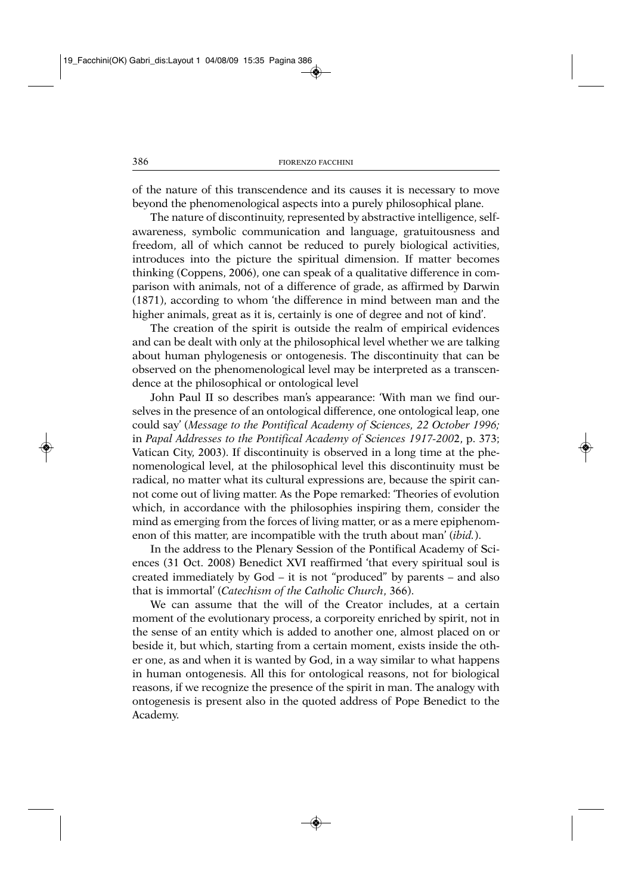of the nature of this transcendence and its causes it is necessary to move beyond the phenomenological aspects into a purely philosophical plane.

The nature of discontinuity, represented by abstractive intelligence, self-awareness, symbolic communication and language, gratuitousness and freedom, all of which cannot be reduced to purely biological activities, introduces into the picture the spiritual dimension. If matter becomes thinking (Coppens, 2006), one can speak of a qualitative difference in comparison with animals, not of a difference of grade, as affirmed by Darwin (1871), according to whom 'the difference in mind between man and the higher animals, great as it is, certainly is one of degree and not of kind'.

The creation of the spirit is outside the realm of empirical evidences and can be dealt with only at the philosophical level whether we are talking about human phylogenesis or ontogenesis. The discontinuity that can be observed on the phenomenological level may be interpreted as a transcendence at the philosophical or ontological level

John Paul II so describes man's appearance: 'With man we find ourselves in the presence of an ontological difference, one ontological leap, one could say' (*Message to the Pontifical Academy of Sciences, 22 October 1996;* in *Papal Addresses to the Pontifical Academy of Sciences 1917-2002*, p. 373; Vatican City, 2003). If discontinuity is observed in a long time at the phenomenological level, at the philosophical level this discontinuity must be radical, no matter what its cultural expressions are, because the spirit cannot come out of living matter. As the Pope remarked: 'Theories of evolution which, in accordance with the philosophies inspiring them, consider the mind as emerging from the forces of living matter, or as a mere epiphenomenon of this matter, are incompatible with the truth about man' (*ibid.*).

In the address to the Plenary Session of the Pontifical Academy of Sciences (31 Oct. 2008) Benedict XVI reaffirmed 'that every spiritual soul is created immediately by God – it is not "produced" by parents – and also that is immortal' (*Catechism of the Catholic Church*, 366).

We can assume that the will of the Creator includes, at a certain moment of the evolutionary process, a corporeity enriched by spirit, not in the sense of an entity which is added to another one, almost placed on or beside it, but which, starting from a certain moment, exists inside the other one, as and when it is wanted by God, in a way similar to what happens in human ontogenesis. All this for ontological reasons, not for biological reasons, if we recognize the presence of the spirit in man. The analogy with ontogenesis is present also in the quoted address of Pope Benedict to the Academy.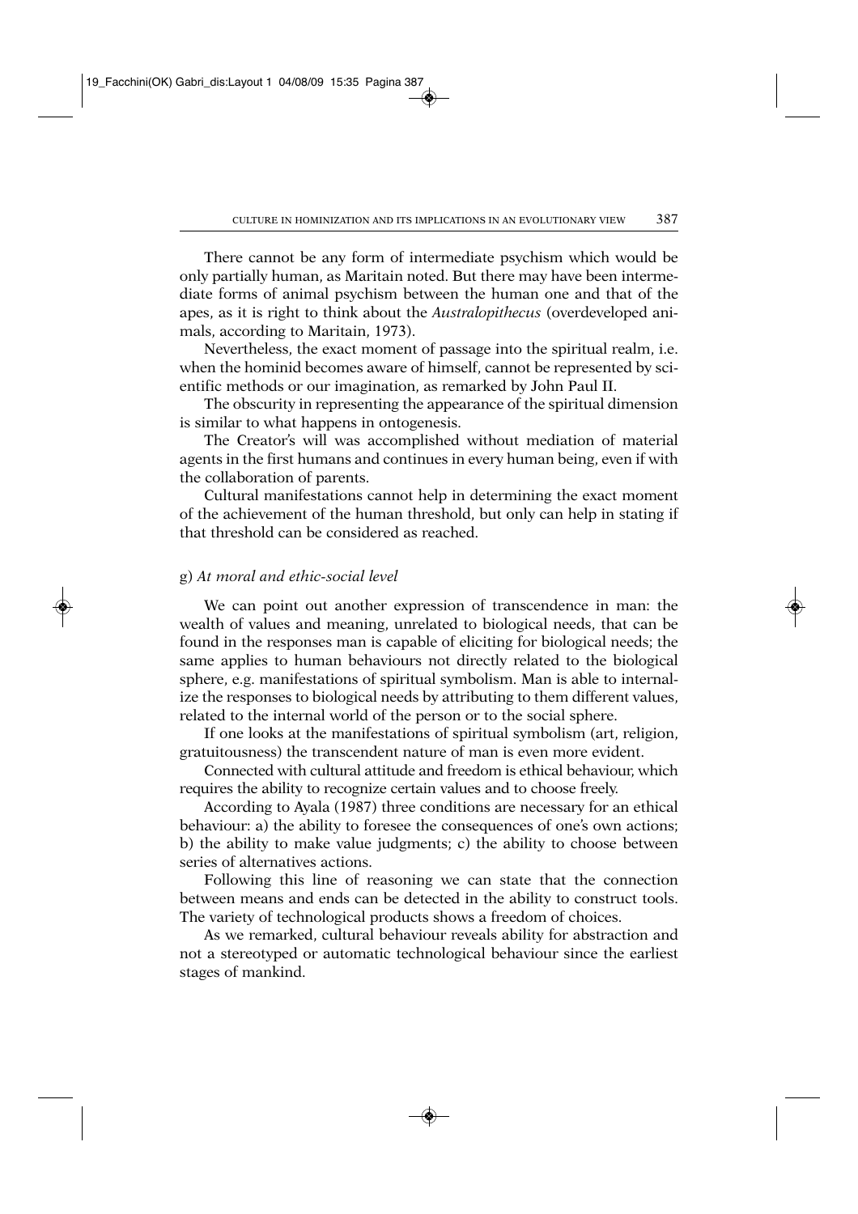There cannot be any form of intermediate psychism which would be only partially human, as Maritain noted. But there may have been intermediate forms of animal psychism between the human one and that of the apes, as it is right to think about the *Australopithecus* (overdeveloped animals, according to Maritain, 1973).

Nevertheless, the exact moment of passage into the spiritual realm, i.e. when the hominid becomes aware of himself, cannot be represented by scientific methods or our imagination, as remarked by John Paul II.

The obscurity in representing the appearance of the spiritual dimension is similar to what happens in ontogenesis.

The Creator's will was accomplished without mediation of material agents in the first humans and continues in every human being, even if with the collaboration of parents.

Cultural manifestations cannot help in determining the exact moment of the achievement of the human threshold, but only can help in stating if that threshold can be considered as reached.

g) *At moral and ethic-social level*

We can point out another expression of transcendence in man: the wealth of values and meaning, unrelated to biological needs, that can be found in the responses man is capable of eliciting for biological needs; the same applies to human behaviours not directly related to the biological sphere, e.g. manifestations of spiritual symbolism. Man is able to internalize the responses to biological needs by attributing to them different values, related to the internal world of the person or to the social sphere.

If one looks at the manifestations of spiritual symbolism (art, religion, gratuitousness) the transcendent nature of man is even more evident.

Connected with cultural attitude and freedom is ethical behaviour, which requires the ability to recognize certain values and to choose freely.

According to Ayala (1987) three conditions are necessary for an ethical behaviour: a) the ability to foresee the consequences of one's own actions; b) the ability to make value judgments; c) the ability to choose between series of alternatives actions.

Following this line of reasoning we can state that the connection between means and ends can be detected in the ability to construct tools. The variety of technological products shows a freedom of choices.

As we remarked, cultural behaviour reveals ability for abstraction and not a stereotyped or automatic technological behaviour since the earliest stages of mankind.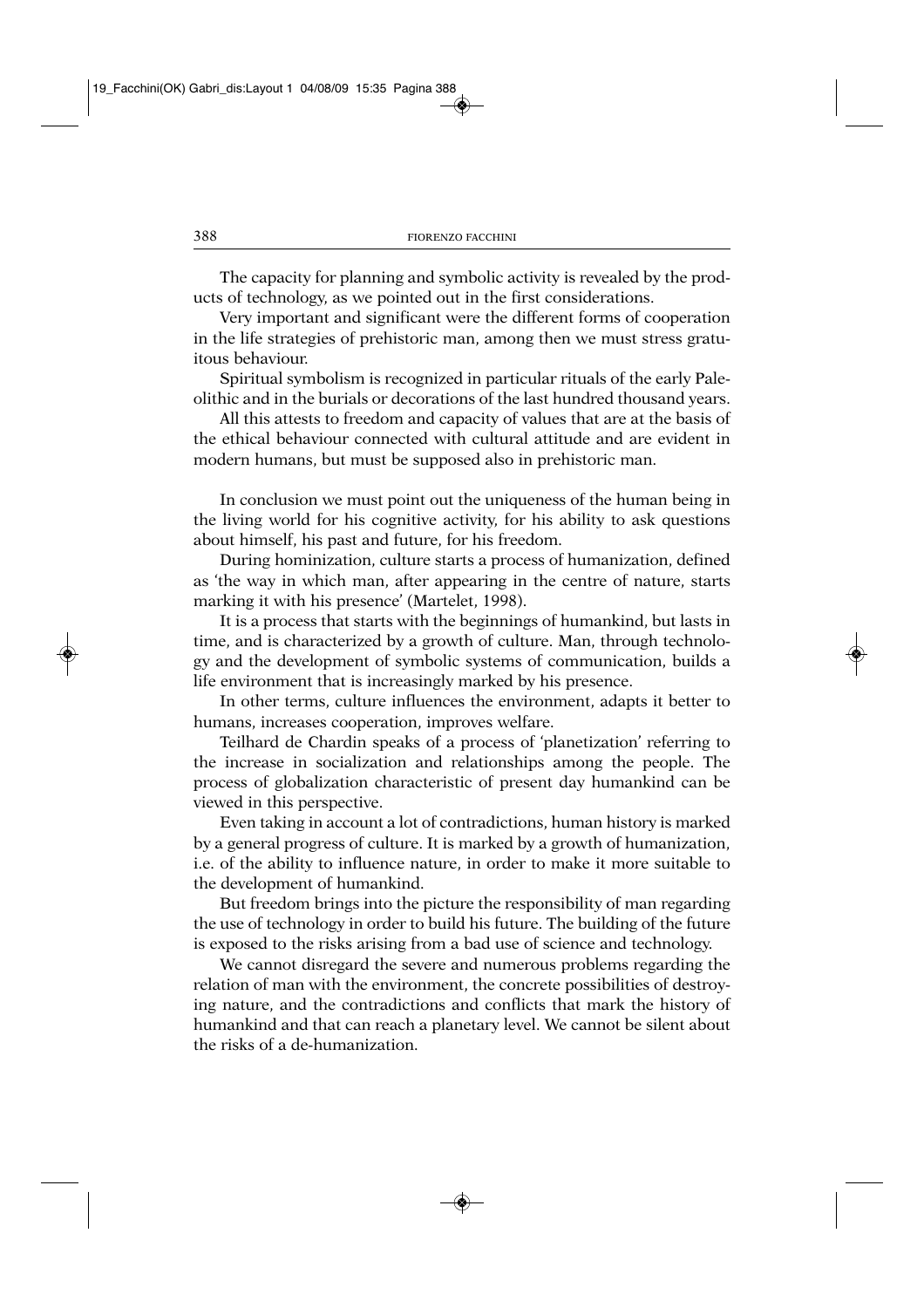The capacity for planning and symbolic activity is revealed by the products of technology, as we pointed out in the first considerations.

Very important and significant were the different forms of cooperation in the life strategies of prehistoric man, among then we must stress gratuitous behaviour.

Spiritual symbolism is recognized in particular rituals of the early Paleolithic and in the burials or decorations of the last hundred thousand years.

All this attests to freedom and capacity of values that are at the basis of the ethical behaviour connected with cultural attitude and are evident in modern humans, but must be supposed also in prehistoric man.

In conclusion we must point out the uniqueness of the human being in the living world for his cognitive activity, for his ability to ask questions about himself, his past and future, for his freedom.

During hominization, culture starts a process of humanization, defined as 'the way in which man, after appearing in the centre of nature, starts marking it with his presence' (Martelet, 1998).

It is a process that starts with the beginnings of humankind, but lasts in time, and is characterized by a growth of culture. Man, through technology and the development of symbolic systems of communication, builds a life environment that is increasingly marked by his presence.

In other terms, culture influences the environment, adapts it better to humans, increases cooperation, improves welfare.

Teilhard de Chardin speaks of a process of 'planetization' referring to the increase in socialization and relationships among the people. The process of globalization characteristic of present day humankind can be viewed in this perspective.

Even taking in account a lot of contradictions, human history is marked by a general progress of culture. It is marked by a growth of humanization, i.e. of the ability to influence nature, in order to make it more suitable to the development of humankind.

But freedom brings into the picture the responsibility of man regarding the use of technology in order to build his future. The building of the future is exposed to the risks arising from a bad use of science and technology.

We cannot disregard the severe and numerous problems regarding the relation of man with the environment, the concrete possibilities of destroying nature, and the contradictions and conflicts that mark the history of humankind and that can reach a planetary level. We cannot be silent about the risks of a de-humanization.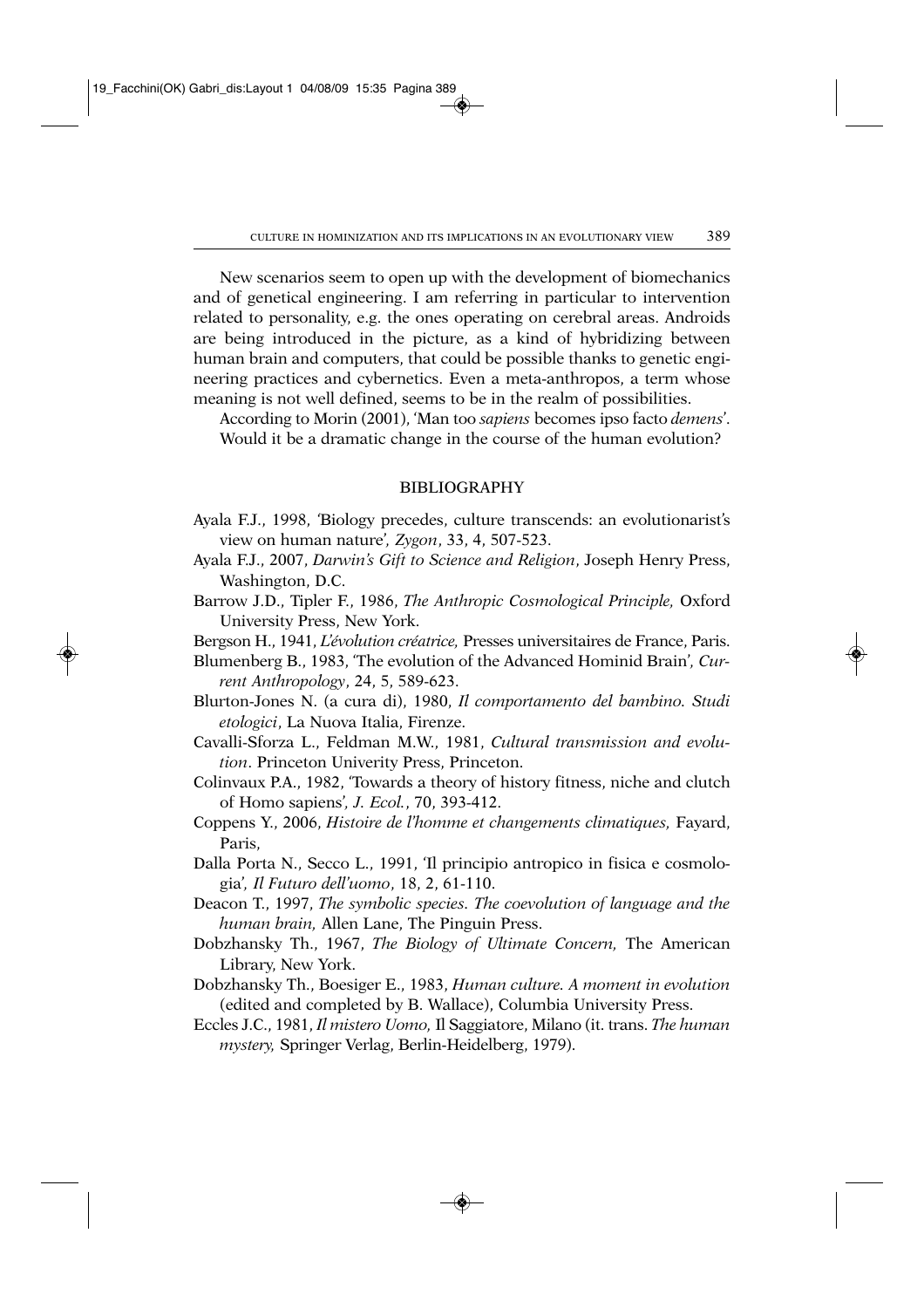New scenarios seem to open up with the development of biomechanics and of genetical engineering. I am referring in particular to intervention related to personality, e.g. the ones operating on cerebral areas. Androids are being introduced in the picture, as a kind of hybridizing between human brain and computers, that could be possible thanks to genetic engineering practices and cybernetics. Even a meta-anthropos, a term whose meaning is not well defined, seems to be in the realm of possibilities.

According to Morin (2001), 'Man too *sapiens* becomes ipso facto *demens*'. Would it be a dramatic change in the course of the human evolution?

## BIBLIOGRAPHY

Ayala F.J., 1998, 'Biology precedes, culture transcends: an evolutionarist's view on human nature', *Zygon*, 33, 4, 507-523.

Ayala F.J., 2007, *Darwin's Gift to Science and Religion*, Joseph Henry Press, Washington, D.C.

Barrow J.D., Tipler F., 1986, *The Anthropic Cosmological Principle,* Oxford University Press, New York.

Bergson H., 1941, *L'évolution créatrice,* Presses universitaires de France, Paris.

Blumenberg B., 1983, 'The evolution of the Advanced Hominid Brain', *Current Anthropology*, 24, 5, 589-623.

Blurton-Jones N. (a cura di), 1980, *Il comportamento del bambino. Studi etologici*, La Nuova Italia, Firenze.

Cavalli-Sforza L., Feldman M.W., 1981, *Cultural transmission and evolution*. Princeton Univerity Press, Princeton.

Colinvaux P.A., 1982, 'Towards a theory of history fitness, niche and clutch of Homo sapiens', *J. Ecol.*, 70, 393-412.

Coppens Y., 2006, *Histoire de l'homme et changements climatiques,* Fayard, Paris,

Dalla Porta N., Secco L., 1991, 'Il principio antropico in fisica e cosmologia', *Il Futuro dell'uomo*, 18, 2, 61-110.

Deacon T., 1997, *The symbolic species. The coevolution of language and the human brain,* Allen Lane, The Pinguin Press.

Dobzhansky Th., 1967, *The Biology of Ultimate Concern,* The American Library, New York.

Dobzhansky Th., Boesiger E., 1983, *Human culture. A moment in evolution* (edited and completed by B. Wallace), Columbia University Press.

Eccles J.C., 1981, *Il mistero Uomo,* Il Saggiatore, Milano (it. trans. *The human mystery,* Springer Verlag, Berlin-Heidelberg, 1979).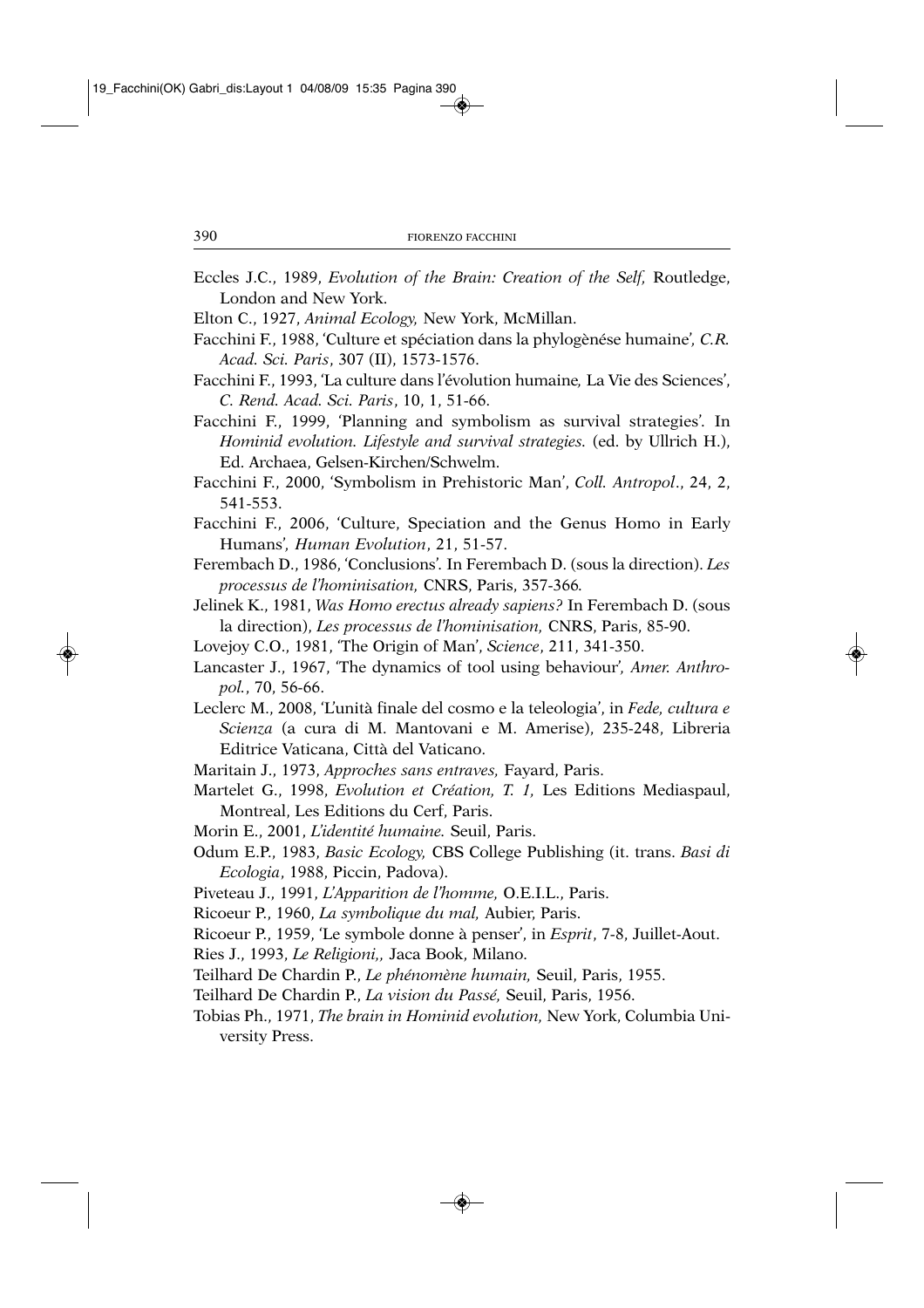Eccles J.C., 1989, *Evolution of the Brain: Creation of the Self,* Routledge, London and New York.

Elton C., 1927, *Animal Ecology,* New York, McMillan.

Facchini F., 1988, 'Culture et spéciation dans la phylogènése humaine', *C.R. Acad. Sci. Paris*, 307 (II), 1573-1576.

Facchini F., 1993, 'La culture dans l'évolution humaine*,* La Vie des Sciences', *C. Rend. Acad. Sci. Paris*, 10, 1, 51-66.

Facchini F., 1999, 'Planning and symbolism as survival strategies'. In *Hominid evolution. Lifestyle and survival strategies.* (ed. by Ullrich H.), Ed. Archaea, Gelsen-Kirchen/Schwelm.

Facchini F., 2000, 'Symbolism in Prehistoric Man', *Coll. Antropol*., 24, 2, 541-553.

Facchini F., 2006, 'Culture, Speciation and the Genus Homo in Early Humans', *Human Evolution*, 21, 51-57.

Ferembach D., 1986, 'Conclusions'*.* In Ferembach D. (sous la direction). *Les processus de l'hominisation,* CNRS, Paris, 357-366*.*

Jelinek K., 1981, *Was Homo erectus already sapiens?* In Ferembach D. (sous la direction), *Les processus de l'hominisation,* CNRS, Paris, 85-90.

Lovejoy C.O., 1981, 'The Origin of Man', *Science*, 211, 341-350.

Lancaster J., 1967, 'The dynamics of tool using behaviour'*, Amer. Anthropol.*, 70, 56-66.

Leclerc M., 2008, 'L'unità finale del cosmo e la teleologia', in *Fede, cultura e Scienza* (a cura di M. Mantovani e M. Amerise), 235-248, Libreria Editrice Vaticana, Città del Vaticano.

Maritain J., 1973, *Approches sans entraves,* Fayard, Paris.

Martelet G., 1998, *Evolution et Création, T. 1,* Les Editions Mediaspaul, Montreal, Les Editions du Cerf, Paris.

Morin E., 2001, *L'identité humaine.* Seuil, Paris.

Odum E.P., 1983, *Basic Ecology,* CBS College Publishing (it. trans. *Basi di Ecologia*, 1988, Piccin, Padova).

Piveteau J., 1991, *L'Apparition de l'homme,* O.E.I.L., Paris.

Ricoeur P., 1960, *La symbolique du mal,* Aubier, Paris.

Ricoeur P., 1959, 'Le symbole donne à penser', in *Esprit*, 7-8, Juillet-Aout.

Ries J., 1993, *Le Religioni,*, Jaca Book, Milano.

Teilhard De Chardin P., *Le phénomène humain,* Seuil, Paris, 1955.

Teilhard De Chardin P., *La vision du Passé,* Seuil, Paris, 1956.

Tobias Ph., 1971, *The brain in Hominid evolution,* New York, Columbia University Press.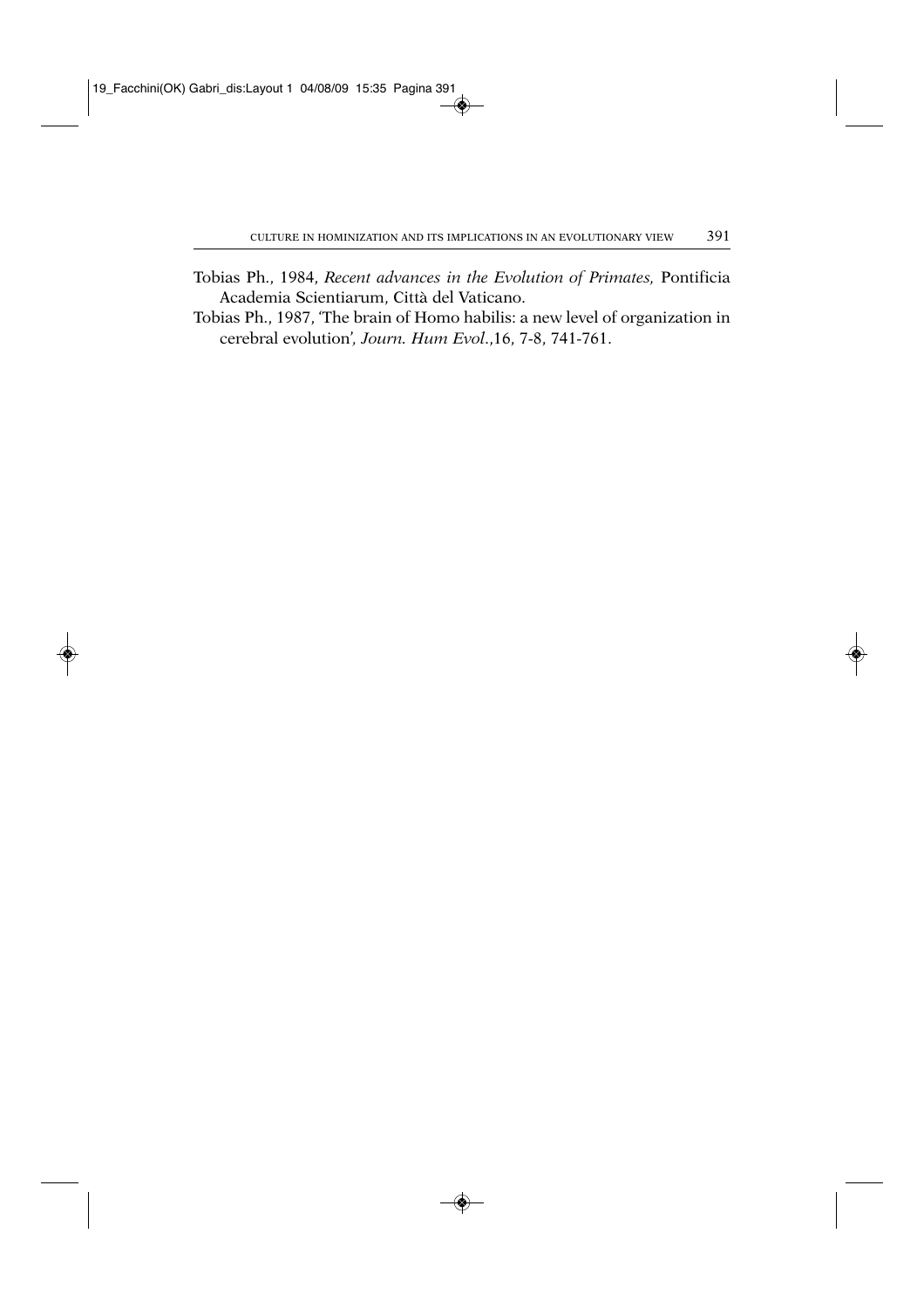Tobias Ph., 1984, *Recent advances in the Evolution of Primates,* Pontificia Academia Scientiarum, Città del Vaticano.

Tobias Ph., 1987, 'The brain of Homo habilis: a new level of organization in cerebral evolution', *Journ. Hum Evol.*,16, 7-8, 741-761.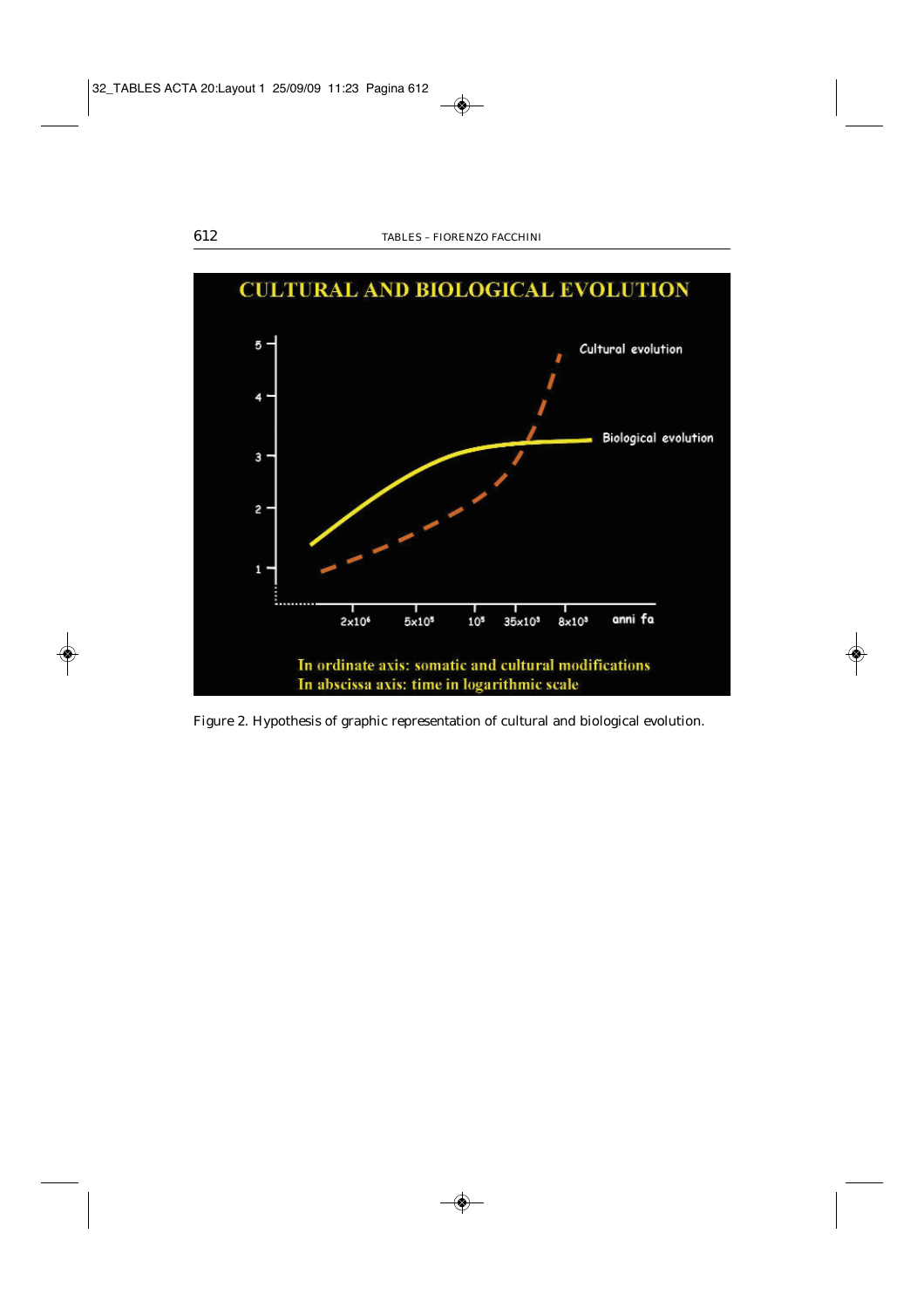Figure 2. Hypothesis of graphic representation of cultural and biological evolution.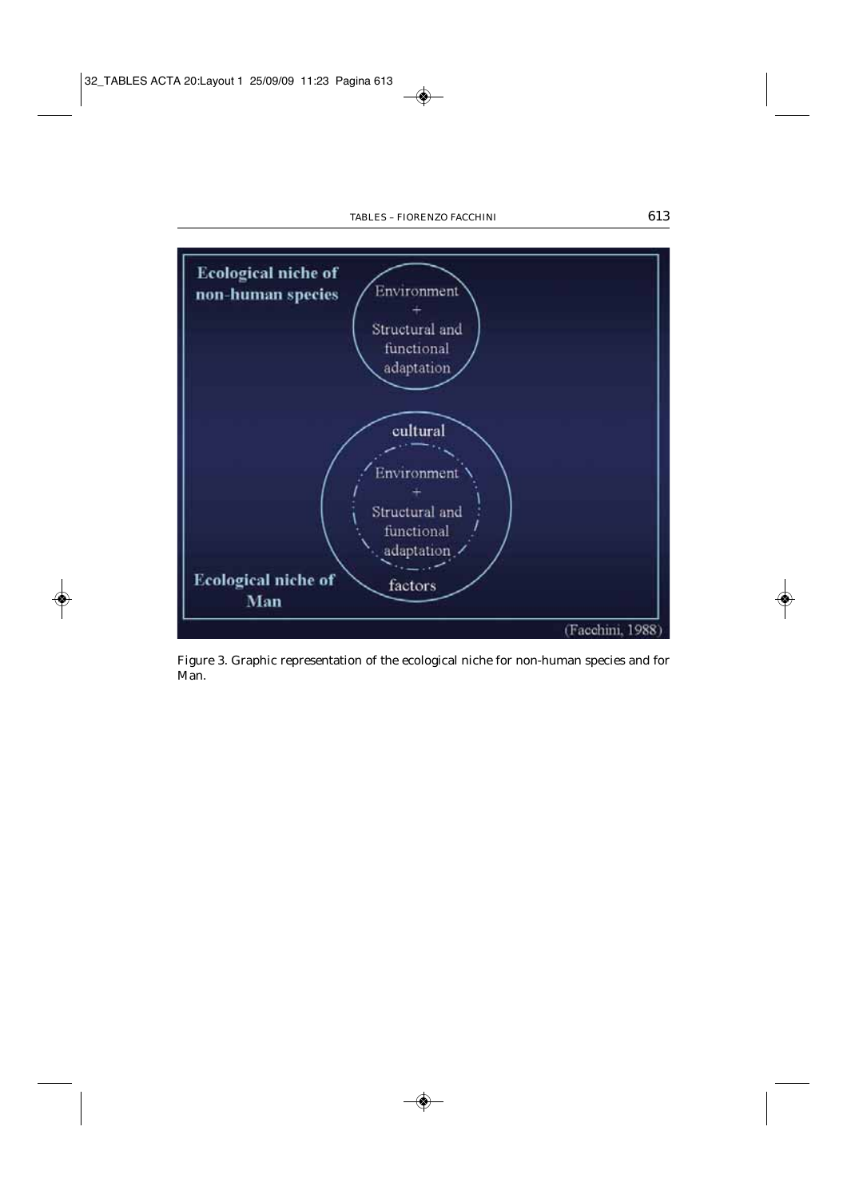Ecological niche of non-human species

Environment
+
Structural and functional adaptation

cultural

Environment
+
Structural and functional adaptation

factors

Ecological niche of Man

(Facchini, 1988)

Figure 3. Graphic representation of the ecological niche for non-human species and for Man.